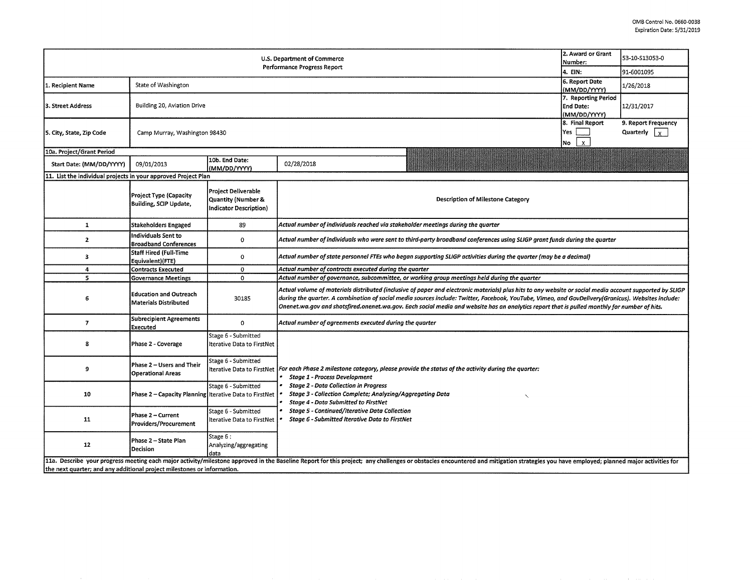OMB Control No. 0660-0038
Expiration Date: 5/31/2019

| U.S. Department of Commerce Performance Progress Report | | | | 2. Award or Grant Number: | 53-10-S13053-0 |
|---|---|---|---|---|---|
| | | | | 4. EIN: | 91-6001095 |
| 1. Recipient Name | State of Washington | | | 6. Report Date (MM/DD/YYYY) | 1/26/2018 |
| 3. Street Address | Building 20, Aviation Drive | | | 7. Reporting Period End Date: (MM/DD/YYYY) | 12/31/2017 |
| 5. City, State, Zip Code | Camp Murray, Washington 98430 | | | 8. Final Report Yes [ ] No [x] | 9. Report Frequency Quarterly [x] |
| 10a. Project/Grant Period | | | | | |
| Start Date: (MM/DD/YYYY) | 09/01/2013 | 10b. End Date: (MM/DD/YYYY) | 02/28/2018 | | |

**11. List the individual projects in your approved Project Plan**

| | Project Type (Capacity Building, SCIP Update, | Project Deliverable Quantity (Number & Indicator Description) | Description of Milestone Category |
|---|---|---|---|
| 1 | Stakeholders Engaged | 89 | *Actual number of individuals reached via stakeholder meetings during the quarter* |
| 2 | Individuals Sent to Broadband Conferences | 0 | *Actual number of individuals who were sent to third-party broadband conferences using SLIGP grant funds during the quarter* |
| 3 | Staff Hired (Full-Time Equivalent)(FTE) | 0 | *Actual number of state personnel FTEs who began supporting SLIGP activities during the quarter (may be a decimal)* |
| 4 | Contracts Executed | 0 | *Actual number of contracts executed during the quarter* |
| 5 | Governance Meetings | 0 | *Actual number of governance, subcommittee, or working group meetings held during the quarter* |
| 6 | Education and Outreach Materials Distributed | 30185 | *Actual volume of materials distributed (inclusive of paper and electronic materials) plus hits to any website or social media account supported by SLIGP during the quarter. A combination of social media sources include: Twitter, Facebook, YouTube, Vimeo, and GovDelivery(Granicus). Websites include: Onenet.wa.gov and shotsfired.onenet.wa.gov. Each social media and website has an analytics report that is pulled monthly for number of hits.* |
| 7 | Subrecipient Agreements Executed | 0 | *Actual number of agreements executed during the quarter* |
| 8 | Phase 2 - Coverage | Stage 6 - Submitted Iterative Data to FirstNet | *For each Phase 2 milestone category, please provide the status of the activity during the quarter:* <br>• ***Stage 1 - Process Development*** <br>• ***Stage 2 - Data Collection in Progress*** <br>• ***Stage 3 - Collection Complete; Analyzing/Aggregating Data*** <br>• ***Stage 4 - Data Submitted to FirstNet*** <br>• ***Stage 5 - Continued/Iterative Data Collection*** <br>• ***Stage 6 - Submitted Iterative Data to FirstNet*** |
| 9 | Phase 2 – Users and Their Operational Areas | Stage 6 - Submitted Iterative Data to FirstNet | |
| 10 | Phase 2 – Capacity Planning | Stage 6 - Submitted Iterative Data to FirstNet | |
| 11 | Phase 2 – Current Providers/Procurement | Stage 6 - Submitted Iterative Data to FirstNet | |
| 12 | Phase 2 – State Plan Decision | Stage 6 : Analyzing/aggregating data | |

11a. Describe your progress meeting each major activity/milestone approved in the Baseline Report for this project; any challenges or obstacles encountered and mitigation strategies you have employed; planned major activities for the next quarter; and any additional project milestones or information.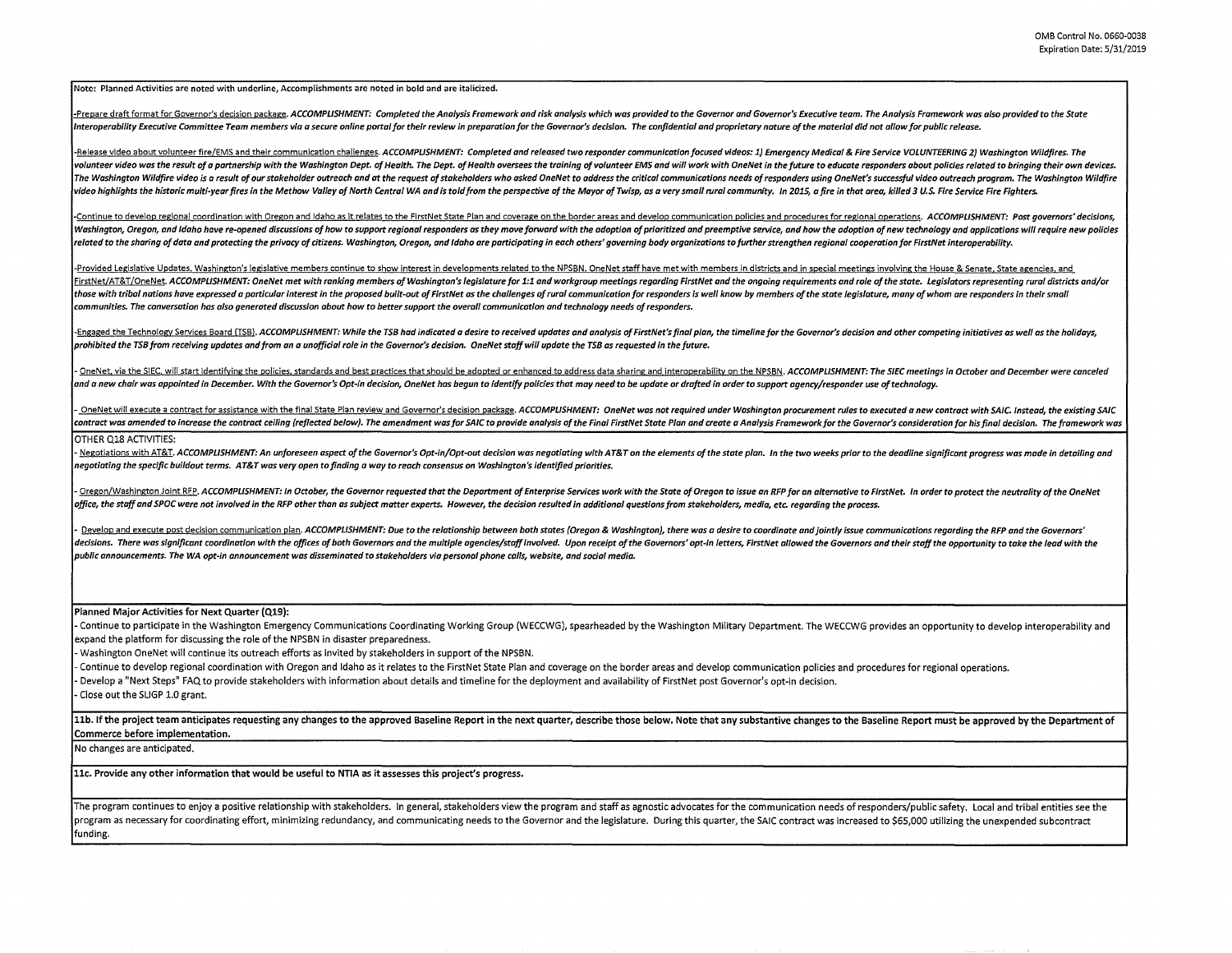Note: Planned Activities are noted with underline, Accomplishments are noted in bold and are italicized.

-Prepare draft format for Governor's decision package. ***ACCOMPLISHMENT: Completed the Analysis Framework and risk analysis which was provided to the Governor and Governor's Executive team. The Analysis Framework was also provided to the State Interoperability Executive Committee Team members via a secure online portal for their review in preparation for the Governor's decision. The confidential and proprietary nature of the material did not allow for public release.***

-Release video about volunteer fire/EMS and their communication challenges. ***ACCOMPLISHMENT: Completed and released two responder communication focused videos: 1) Emergency Medical & Fire Service VOLUNTEERING 2) Washington Wildfires. The volunteer video was the result of a partnership with the Washington Dept. of Health. The Dept. of Health oversees the training of volunteer EMS and will work with OneNet in the future to educate responders about policies related to bringing their own devices. The Washington Wildfire video is a result of our stakeholder outreach and at the request of stakeholders who asked OneNet to address the critical communications needs of responders using OneNet's successful video outreach program. The Washington Wildfire video highlights the historic multi-year fires in the Methow Valley of North Central WA and is told from the perspective of the Mayor of Twisp, as a very small rural community. In 2015, a fire in that area, killed 3 U.S. Fire Service Fire Fighters.***

-Continue to develop regional coordination with Oregon and Idaho as it relates to the FirstNet State Plan and coverage on the border areas and develop communication policies and procedures for regional operations. ***ACCOMPLISHMENT: Post governors' decisions, Washington, Oregon, and Idaho have re-opened discussions of how to support regional responders as they move forward with the adoption of prioritized and preemptive service, and how the adoption of new technology and applications will require new policies related to the sharing of data and protecting the privacy of citizens. Washington, Oregon, and Idaho are participating in each others' governing body organizations to further strengthen regional cooperation for FirstNet interoperability.***

-Provided Legislative Updates. Washington's legislative members continue to show interest in developments related to the NPSBN. OneNet staff have met with members in districts and in special meetings involving the House & Senate, State agencies, and FirstNet/AT&T/OneNet. ***ACCOMPLISHMENT: OneNet met with ranking members of Washington's legislature for 1:1 and workgroup meetings regarding FirstNet and the ongoing requirements and role of the state. Legislators representing rural districts and/or those with tribal nations have expressed a particular interest in the proposed built-out of FirstNet as the challenges of rural communication for responders is well know by members of the state legislature, many of whom are responders in their small communities. The conversation has also generated discussion about how to better support the overall communication and technology needs of responders.***

-Engaged the Technology Services Board (TSB). ***ACCOMPLISHMENT: While the TSB had indicated a desire to received updates and analysis of FirstNet's final plan, the timeline for the Governor's decision and other competing initiatives as well as the holidays, prohibited the TSB from receiving updates and from an a unofficial role in the Governor's decision. OneNet staff will update the TSB as requested in the future.***

- OneNet, via the SIEC, will start identifying the policies, standards and best practices that should be adopted or enhanced to address data sharing and interoperability on the NPSBN. ***ACCOMPLISHMENT: The SIEC meetings in October and December were canceled and a new chair was appointed in December. With the Governor's Opt-in decision, OneNet has begun to identify policies that may need to be update or drafted in order to support agency/responder use of technology.***

- OneNet will execute a contract for assistance with the final State Plan review and Governor's decision package. ***ACCOMPLISHMENT: OneNet was not required under Washington procurement rules to executed a new contract with SAIC. Instead, the existing SAIC contract was amended to increase the contract ceiling (reflected below). The amendment was for SAIC to provide analysis of the Final FirstNet State Plan and create a Analysis Framework for the Governor's consideration for his final decision. The framework was***

OTHER Q18 ACTIVITIES:

- Negotiations with AT&T. ***ACCOMPLISHMENT: An unforeseen aspect of the Governor's Opt-in/Opt-out decision was negotiating with AT&T on the elements of the state plan. In the two weeks prior to the deadline significant progress was made in detailing and negotiating the specific buildout terms. AT&T was very open to finding a way to reach consensus on Washington's identified priorities.***

- Oregon/Washington Joint RFP. ***ACCOMPLISHMENT: In October, the Governor requested that the Department of Enterprise Services work with the State of Oregon to issue an RFP for an alternative to FirstNet. In order to protect the neutrality of the OneNet office, the staff and SPOC were not involved in the RFP other than as subject matter experts. However, the decision resulted in additional questions from stakeholders, media, etc. regarding the process.***

- Develop and execute post decision communication plan. ***ACCOMPLISHMENT: Due to the relationship between both states (Oregon & Washington), there was a desire to coordinate and jointly issue communications regarding the RFP and the Governors' decisions. There was significant coordination with the offices of both Governors and the multiple agencies/staff involved. Upon receipt of the Governors' opt-in letters, FirstNet allowed the Governors and their staff the opportunity to take the lead with the public announcements. The WA opt-in announcement was disseminated to stakeholders via personal phone calls, website, and social media.***

**Planned Major Activities for Next Quarter (Q19):**

- Continue to participate in the Washington Emergency Communications Coordinating Working Group (WECCWG), spearheaded by the Washington Military Department. The WECCWG provides an opportunity to develop interoperability and expand the platform for discussing the role of the NPSBN in disaster preparedness.
- Washington OneNet will continue its outreach efforts as invited by stakeholders in support of the NPSBN.
- Continue to develop regional coordination with Oregon and Idaho as it relates to the FirstNet State Plan and coverage on the border areas and develop communication policies and procedures for regional operations.
- Develop a "Next Steps" FAQ to provide stakeholders with information about details and timeline for the deployment and availability of FirstNet post Governor's opt-in decision.
- Close out the SLIGP 1.0 grant.

**11b. If the project team anticipates requesting any changes to the approved Baseline Report in the next quarter, describe those below. Note that any substantive changes to the Baseline Report must be approved by the Department of Commerce before implementation.**

No changes are anticipated.

**11c. Provide any other information that would be useful to NTIA as it assesses this project's progress.**

The program continues to enjoy a positive relationship with stakeholders. In general, stakeholders view the program and staff as agnostic advocates for the communication needs of responders/public safety. Local and tribal entities see the program as necessary for coordinating effort, minimizing redundancy, and communicating needs to the Governor and the legislature. During this quarter, the SAIC contract was increased to $65,000 utilizing the unexpended subcontract funding.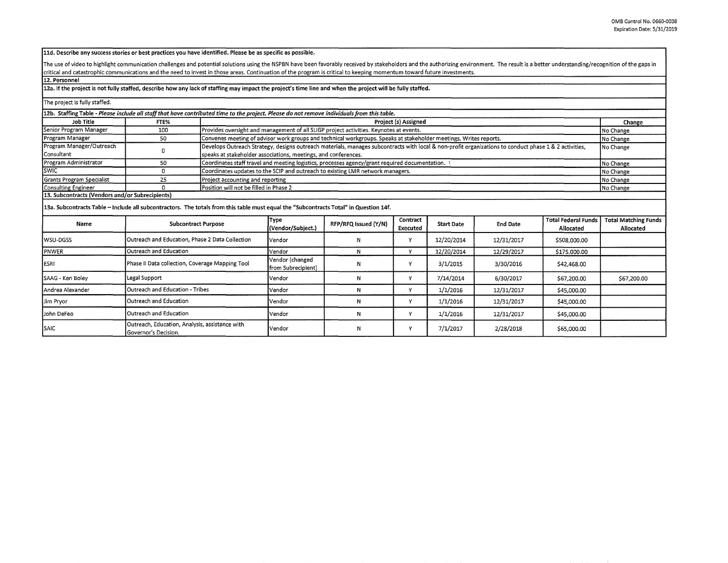**11d. Describe any success stories or best practices you have identified. Please be as specific as possible.**

The use of video to highlight communication challenges and potential solutions using the NSPBN have been favorably received by stakeholders and the authorizing environment. The result is a better understanding/recognition of the gaps in critical and catastrophic communications and the need to invest in those areas. Continuation of the program is critical to keeping momentum toward future investments.

**12. Personnel**

**12a. If the project is not fully staffed, describe how any lack of staffing may impact the project's time line and when the project will be fully staffed.**

The project is fully staffed.

**12b. Staffing Table** - *Please include all staff that have contributed time to the project. Please do not remove individuals from this table.*

| Job Title | FTE% | Project (s) Assigned | Change |
|---|---|---|---|
| Senior Program Manager | 100 | Provides oversight and management of all SLIGP project activities. Keynotes at events. | No Change |
| Program Manager | 50 | Convenes meeting of advisor work groups and technical workgroups. Speaks at stakeholder meetings. Writes reports. | No Change |
| Program Manager/Outreach Consultant | 0 | Develops Outreach Strategy, designs outreach materials, manages subcontracts with local & non-profit organizations to conduct phase 1 & 2 activities, speaks at stakeholder associations, meetings, and conferences. | No Change |
| Program Administrator | 50 | Coordinates staff travel and meeting logistics, processes agency/grant required documentation. | No Change |
| SWIC | 0 | Coordinates updates to the SCIP and outreach to existing LMR network managers. | No Change |
| Grants Program Specialist | 25 | Project accounting and reporting | No Change |
| Consulting Engineer | 0 | Position will not be filled in Phase 2 | No Change |

**13. Subcontracts (Vendors and/or Subrecipients)**

**13a. Subcontracts Table – Include all subcontractors. The totals from this table must equal the "Subcontracts Total" in Question 14f.**

| Name | Subcontract Purpose | Type (Vendor/Subject.) | RFP/RFQ Issued (Y/N) | Contract Executed | Start Date | End Date | Total Federal Funds Allocated | Total Matching Funds Allocated |
|---|---|---|---|---|---|---|---|---|
| WSU-DGSS | Outreach and Education, Phase 2 Data Collection | Vendor | N | Y | 12/20/2014 | 12/31/2017 | $508,000.00 | |
| PNWER | Outreach and Education | Vendor | N | Y | 12/20/2014 | 12/29/2017 | $175,000.00 | |
| ESRI | Phase II Data collection, Coverage Mapping Tool | Vendor (changed from Subrecipient) | N | Y | 3/1/2015 | 3/30/2016 | $42,468.00 | |
| SAAG - Ken Boley | Legal Support | Vendor | N | Y | 7/14/2014 | 6/30/2017 | $67,200.00 | $67,200.00 |
| Andrea Alexander | Outreach and Education - Tribes | Vendor | N | Y | 1/1/2016 | 12/31/2017 | $45,000.00 | |
| Jim Pryor | Outreach and Education | Vendor | N | Y | 1/1/2016 | 12/31/2017 | $45,000.00 | |
| John DeFeo | Outreach and Education | Vendor | N | Y | 1/1/2016 | 12/31/2017 | $45,000.00 | |
| SAIC | Outreach, Education, Analysis, assistance with Governor's Decision. | Vendor | N | Y | 7/1/2017 | 2/28/2018 | $65,000.00 | |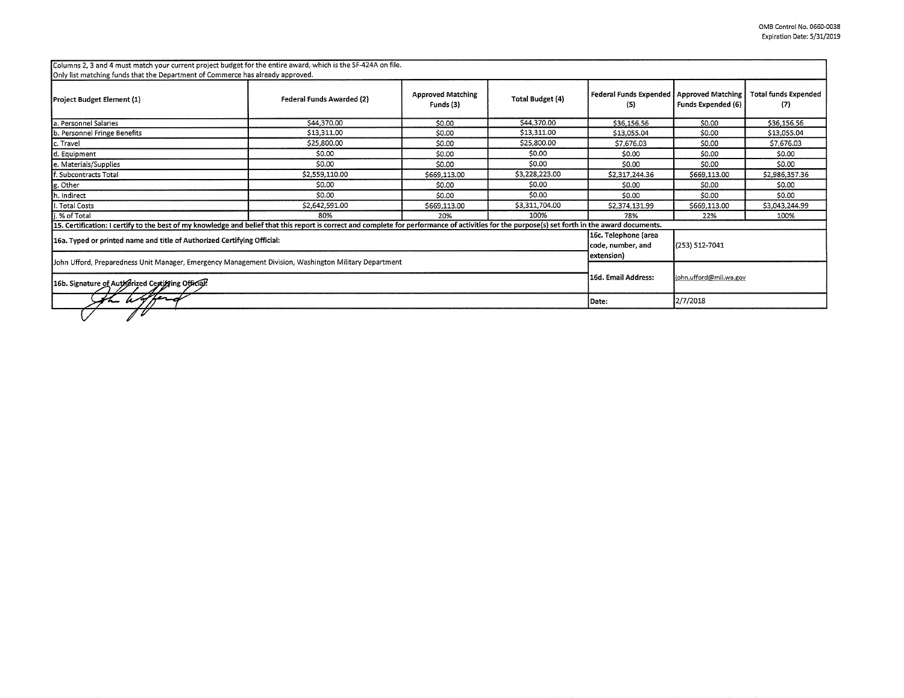OMB Control No. 0660-0038
Expiration Date: 5/31/2019

Columns 2, 3 and 4 must match your current project budget for the entire award, which is the SF-424A on file.
Only list matching funds that the Department of Commerce has already approved.

| Project Budget Element (1) | Federal Funds Awarded (2) | Approved Matching Funds (3) | Total Budget (4) | Federal Funds Expended (5) | Approved Matching Funds Expended (6) | Total funds Expended (7) |
|---|---|---|---|---|---|---|
| a. Personnel Salaries | $44,370.00 | $0.00 | $44,370.00 | $36,156.56 | $0.00 | $36,156.56 |
| b. Personnel Fringe Benefits | $13,311.00 | $0.00 | $13,311.00 | $13,055.04 | $0.00 | $13,055.04 |
| c. Travel | $25,800.00 | $0.00 | $25,800.00 | $7,676.03 | $0.00 | $7,676.03 |
| d. Equipment | $0.00 | $0.00 | $0.00 | $0.00 | $0.00 | $0.00 |
| e. Materials/Supplies | $0.00 | $0.00 | $0.00 | $0.00 | $0.00 | $0.00 |
| f. Subcontracts Total | $2,559,110.00 | $669,113.00 | $3,228,223.00 | $2,317,244.36 | $669,113.00 | $2,986,357.36 |
| g. Other | $0.00 | $0.00 | $0.00 | $0.00 | $0.00 | $0.00 |
| h. Indirect | $0.00 | $0.00 | $0.00 | $0.00 | $0.00 | $0.00 |
| I. Total Costs | $2,642,591.00 | $669,113.00 | $3,311,704.00 | $2,374,131.99 | $669,113.00 | $3,043,244.99 |
| j. % of Total | 80% | 20% | 100% | 78% | 22% | 100% |

**15. Certification: I certify to the best of my knowledge and belief that this report is correct and complete for performance of activities for the purpose(s) set forth in the award documents.**

| | |
|---|---|
| **16a. Typed or printed name and title of Authorized Certifying Official:** | |
| John Ufford, Preparedness Unit Manager, Emergency Management Division, Washington Military Department | |
| 16c. Telephone (area code, number, and extension) | (253) 512-7041 |
| **16b. Signature of Authorized Certifying Official:** | |
| 16d. Email Address: | john.ufford@mil.wa.gov |
| Date: | 2/7/2018 |